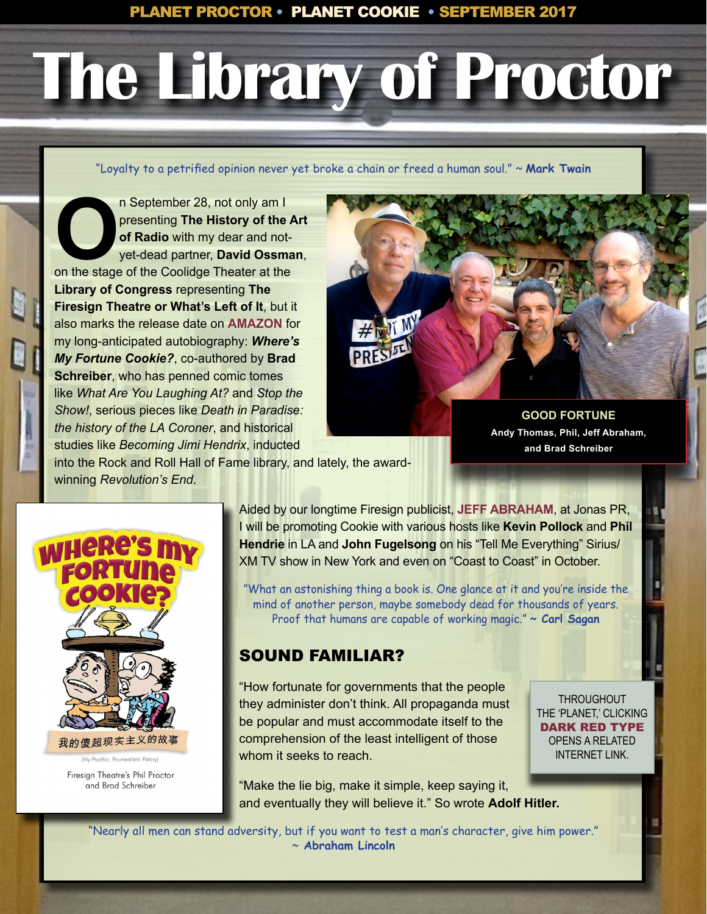# The Library of Proctor

"Loyalty to a petrified opinion never yet broke a chain or freed a human soul." ~ **Mark Twain**

On September 28, not only am I presenting **The History of the Art of Radio** with my dear and not-yet-dead partner, **David Ossman**, on the stage of the Coolidge Theater at the **Library of Congress** representing **The Firesign Theatre or What's Left of It**, but it also marks the release date on **AMAZON** for my long-anticipated autobiography: ***Where's My Fortune Cookie?***, co-authored by **Brad Schreiber**, who has penned comic tomes like *What Are You Laughing At?* and *Stop the Show!*, serious pieces like *Death in Paradise: the history of the LA Coroner*, and historical studies like *Becoming Jimi Hendrix*, inducted into the Rock and Roll Hall of Fame library, and lately, the award-winning *Revolution's End*.

**GOOD FORTUNE**
**Andy Thomas, Phil, Jeff Abraham, and Brad Schreiber**

Aided by our longtime Firesign publicist, **JEFF ABRAHAM**, at Jonas PR, I will be promoting Cookie with various hosts like **Kevin Pollock** and **Phil Hendrie** in LA and **John Fugelsong** on his "Tell Me Everything" Sirius/XM TV show in New York and even on "Coast to Coast" in October.

WHERE'S MY FORTUNE COOKIE?

我的傻超现实主义的故事

(My Psychic, Psurrealistic Pstory)

Firesign Theatre's Phil Proctor and Brad Schreiber

"What an astonishing thing a book is. One glance at it and you're inside the mind of another person, maybe somebody dead for thousands of years. Proof that humans are capable of working magic." ~ **Carl Sagan**

## SOUND FAMILIAR?

"How fortunate for governments that the people they administer don't think. All propaganda must be popular and must accommodate itself to the comprehension of the least intelligent of those whom it seeks to reach.

"Make the lie big, make it simple, keep saying it, and eventually they will believe it." So wrote **Adolf Hitler.**

THROUGHOUT THE 'PLANET,' CLICKING **DARK RED TYPE** OPENS A RELATED INTERNET LINK.

"Nearly all men can stand adversity, but if you want to test a man's character, give him power." ~ **Abraham Lincoln**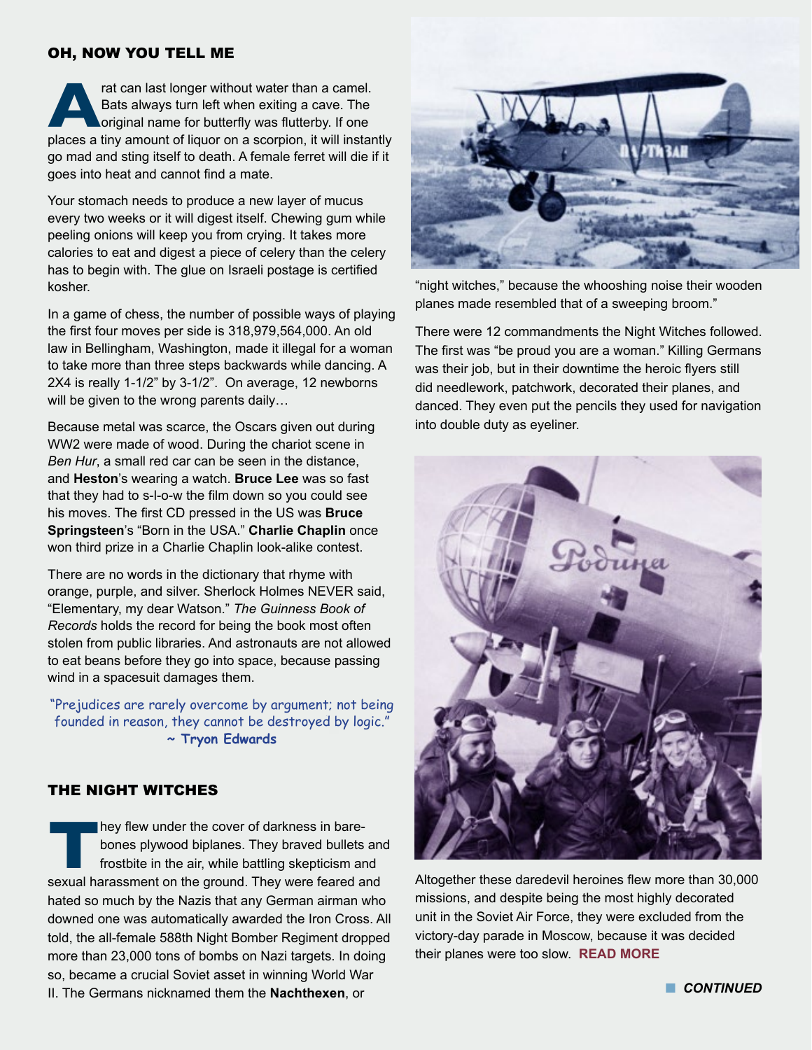## OH, NOW YOU TELL ME

A rat can last longer without water than a camel. Bats always turn left when exiting a cave. The original name for butterfly was flutterby. If one places a tiny amount of liquor on a scorpion, it will instantly go mad and sting itself to death. A female ferret will die if it goes into heat and cannot find a mate.

Your stomach needs to produce a new layer of mucus every two weeks or it will digest itself. Chewing gum while peeling onions will keep you from crying. It takes more calories to eat and digest a piece of celery than the celery has to begin with. The glue on Israeli postage is certified kosher.

In a game of chess, the number of possible ways of playing the first four moves per side is 318,979,564,000. An old law in Bellingham, Washington, made it illegal for a woman to take more than three steps backwards while dancing. A 2X4 is really 1-1/2" by 3-1/2". On average, 12 newborns will be given to the wrong parents daily…

Because metal was scarce, the Oscars given out during WW2 were made of wood. During the chariot scene in *Ben Hur*, a small red car can be seen in the distance, and **Heston**'s wearing a watch. **Bruce Lee** was so fast that they had to s-l-o-w the film down so you could see his moves. The first CD pressed in the US was **Bruce Springsteen**'s "Born in the USA." **Charlie Chaplin** once won third prize in a Charlie Chaplin look-alike contest.

There are no words in the dictionary that rhyme with orange, purple, and silver. Sherlock Holmes NEVER said, "Elementary, my dear Watson." *The Guinness Book of Records* holds the record for being the book most often stolen from public libraries. And astronauts are not allowed to eat beans before they go into space, because passing wind in a spacesuit damages them.

"Prejudices are rarely overcome by argument; not being founded in reason, they cannot be destroyed by logic."
~ **Tryon Edwards**

## THE NIGHT WITCHES

They flew under the cover of darkness in bare-bones plywood biplanes. They braved bullets and frostbite in the air, while battling skepticism and sexual harassment on the ground. They were feared and hated so much by the Nazis that any German airman who downed one was automatically awarded the Iron Cross. All told, the all-female 588th Night Bomber Regiment dropped more than 23,000 tons of bombs on Nazi targets. In doing so, became a crucial Soviet asset in winning World War II. The Germans nicknamed them the **Nachthexen**, or "night witches," because the whooshing noise their wooden planes made resembled that of a sweeping broom."

There were 12 commandments the Night Witches followed. The first was "be proud you are a woman." Killing Germans was their job, but in their downtime the heroic flyers still did needlework, patchwork, decorated their planes, and danced. They even put the pencils they used for navigation into double duty as eyeliner.

Altogether these daredevil heroines flew more than 30,000 missions, and despite being the most highly decorated unit in the Soviet Air Force, they were excluded from the victory-day parade in Moscow, because it was decided their planes were too slow. **READ MORE**

***CONTINUED***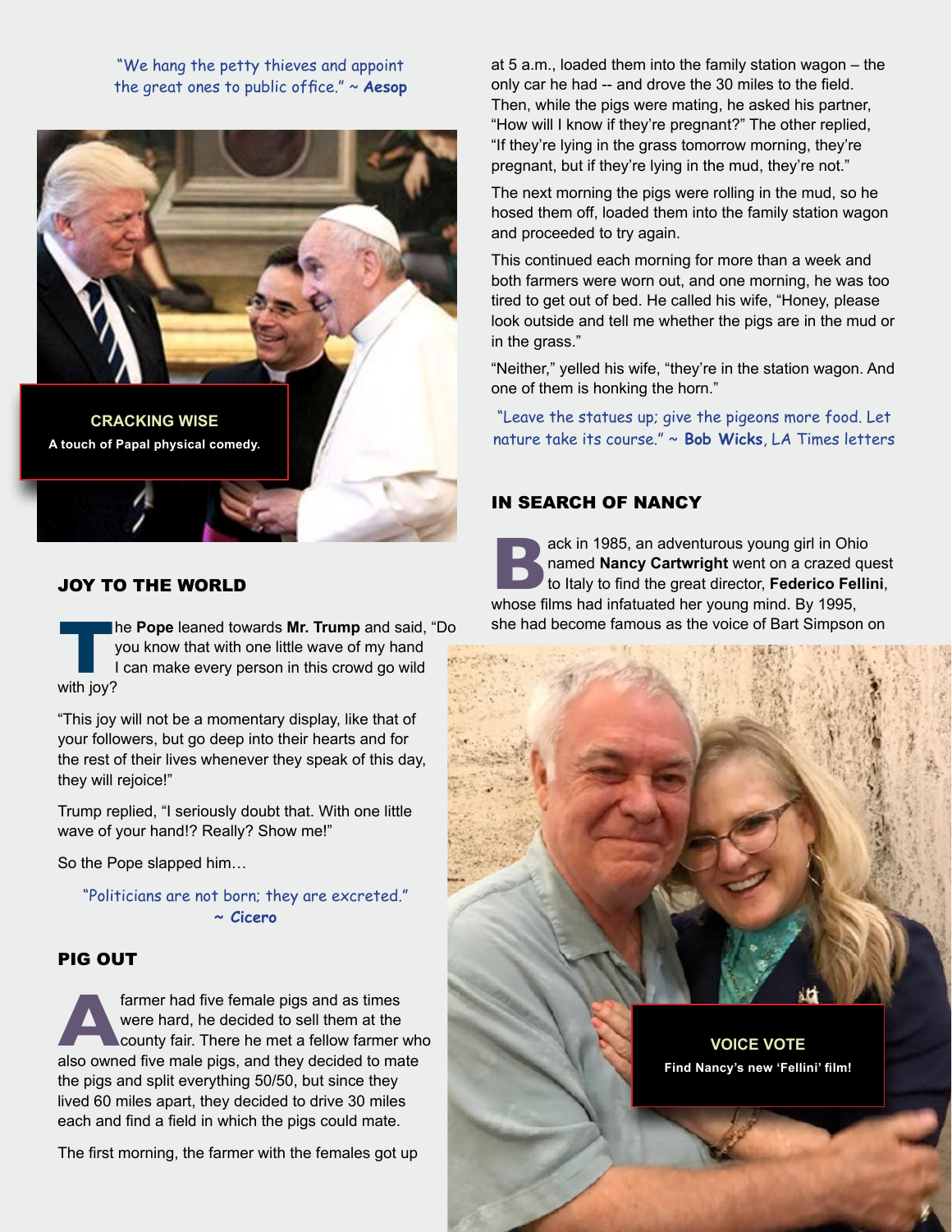"We hang the petty thieves and appoint the great ones to public office." ~ **Aesop**

**CRACKING WISE**

**A touch of Papal physical comedy.**

## JOY TO THE WORLD

The **Pope** leaned towards **Mr. Trump** and said, "Do you know that with one little wave of my hand I can make every person in this crowd go wild with joy?

"This joy will not be a momentary display, like that of your followers, but go deep into their hearts and for the rest of their lives whenever they speak of this day, they will rejoice!"

Trump replied, "I seriously doubt that. With one little wave of your hand!? Really? Show me!"

So the Pope slapped him…

"Politicians are not born; they are excreted." ~ **Cicero**

## PIG OUT

A farmer had five female pigs and as times were hard, he decided to sell them at the county fair. There he met a fellow farmer who also owned five male pigs, and they decided to mate the pigs and split everything 50/50, but since they lived 60 miles apart, they decided to drive 30 miles each and find a field in which the pigs could mate.

The first morning, the farmer with the females got up at 5 a.m., loaded them into the family station wagon – the only car he had -- and drove the 30 miles to the field. Then, while the pigs were mating, he asked his partner, "How will I know if they're pregnant?" The other replied, "If they're lying in the grass tomorrow morning, they're pregnant, but if they're lying in the mud, they're not."

The next morning the pigs were rolling in the mud, so he hosed them off, loaded them into the family station wagon and proceeded to try again.

This continued each morning for more than a week and both farmers were worn out, and one morning, he was too tired to get out of bed. He called his wife, "Honey, please look outside and tell me whether the pigs are in the mud or in the grass."

"Neither," yelled his wife, "they're in the station wagon. And one of them is honking the horn."

"Leave the statues up; give the pigeons more food. Let nature take its course." ~ **Bob Wicks**, LA Times letters

## IN SEARCH OF NANCY

Back in 1985, an adventurous young girl in Ohio named **Nancy Cartwright** went on a crazed quest to Italy to find the great director, **Federico Fellini**, whose films had infatuated her young mind. By 1995, she had become famous as the voice of Bart Simpson on

**VOICE VOTE**

**Find Nancy's new 'Fellini' film!**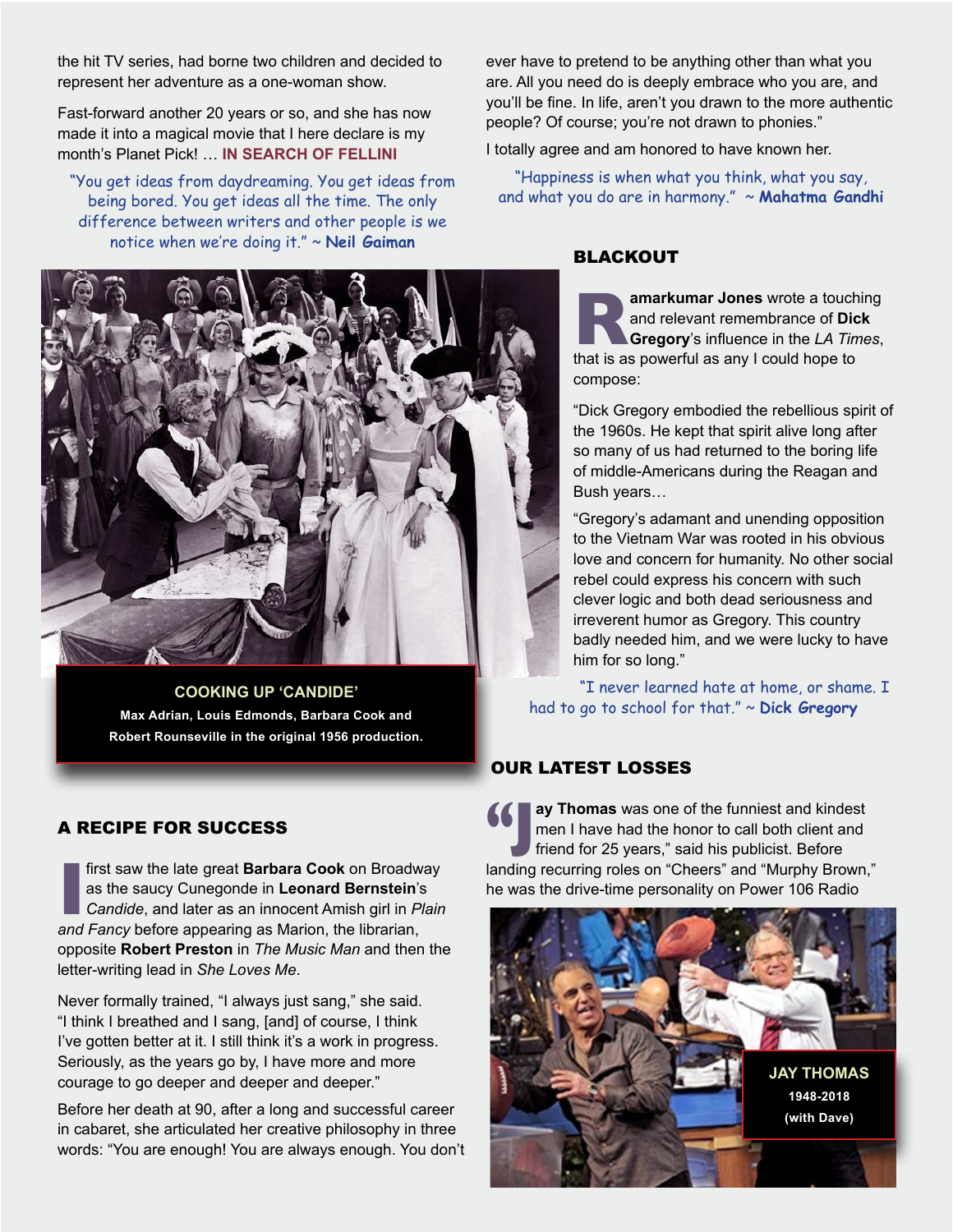the hit TV series, had borne two children and decided to represent her adventure as a one-woman show.

Fast-forward another 20 years or so, and she has now made it into a magical movie that I here declare is my month's Planet Pick! … **IN SEARCH OF FELLINI**

"You get ideas from daydreaming. You get ideas from being bored. You get ideas all the time. The only difference between writers and other people is we notice when we're doing it." ~ **Neil Gaiman**

COOKING UP 'CANDIDE'

Max Adrian, Louis Edmonds, Barbara Cook and Robert Rounseville in the original 1956 production.

## A RECIPE FOR SUCCESS

I first saw the late great **Barbara Cook** on Broadway as the saucy Cunegonde in **Leonard Bernstein**'s *Candide*, and later as an innocent Amish girl in *Plain and Fancy* before appearing as Marion, the librarian, opposite **Robert Preston** in *The Music Man* and then the letter-writing lead in *She Loves Me*.

Never formally trained, "I always just sang," she said. "I think I breathed and I sang, [and] of course, I think I've gotten better at it. I still think it's a work in progress. Seriously, as the years go by, I have more and more courage to go deeper and deeper and deeper."

Before her death at 90, after a long and successful career in cabaret, she articulated her creative philosophy in three words: "You are enough! You are always enough. You don't ever have to pretend to be anything other than what you are. All you need do is deeply embrace who you are, and you'll be fine. In life, aren't you drawn to the more authentic people? Of course; you're not drawn to phonies."

I totally agree and am honored to have known her.

"Happiness is when what you think, what you say, and what you do are in harmony." ~ **Mahatma Gandhi**

## BLACKOUT

**Ramarkumar Jones** wrote a touching and relevant remembrance of **Dick Gregory**'s influence in the *LA Times*, that is as powerful as any I could hope to compose:

"Dick Gregory embodied the rebellious spirit of the 1960s. He kept that spirit alive long after so many of us had returned to the boring life of middle-Americans during the Reagan and Bush years…

"Gregory's adamant and unending opposition to the Vietnam War was rooted in his obvious love and concern for humanity. No other social rebel could express his concern with such clever logic and both dead seriousness and irreverent humor as Gregory. This country badly needed him, and we were lucky to have him for so long."

"I never learned hate at home, or shame. I had to go to school for that." ~ **Dick Gregory**

## OUR LATEST LOSSES

"**Jay Thomas** was one of the funniest and kindest men I have had the honor to call both client and friend for 25 years," said his publicist. Before landing recurring roles on "Cheers" and "Murphy Brown," he was the drive-time personality on Power 106 Radio

JAY THOMAS
1948-2018
(with Dave)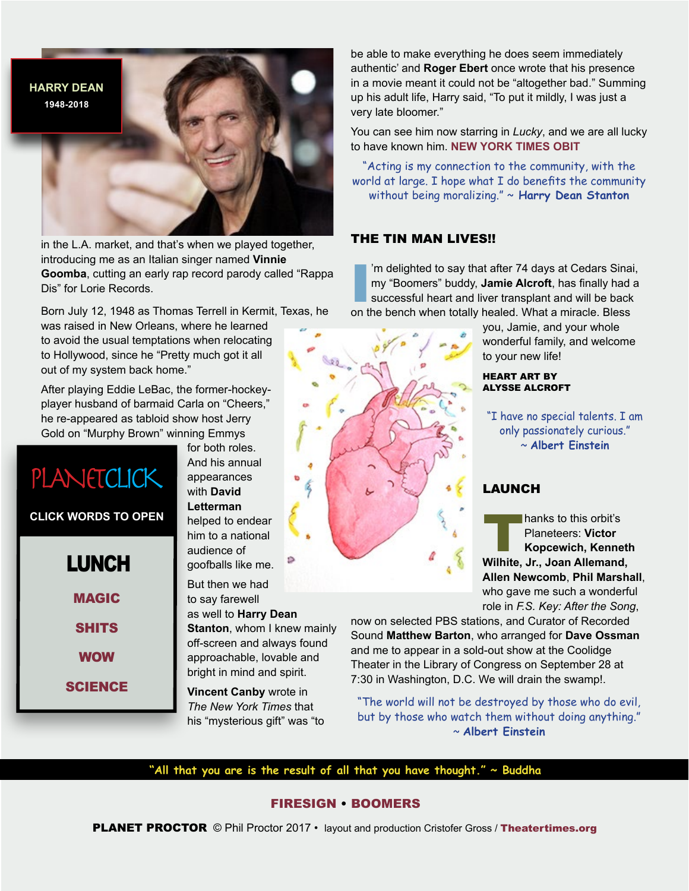**HARRY DEAN**
**1948-2018**

in the L.A. market, and that's when we played together, introducing me as an Italian singer named **Vinnie Goomba**, cutting an early rap record parody called "Rappa Dis" for Lorie Records.

Born July 12, 1948 as Thomas Terrell in Kermit, Texas, he was raised in New Orleans, where he learned to avoid the usual temptations when relocating to Hollywood, since he "Pretty much got it all out of my system back home."

After playing Eddie LeBac, the former-hockey-player husband of barmaid Carla on "Cheers," he re-appeared as tabloid show host Jerry Gold on "Murphy Brown" winning Emmys for both roles. And his annual appearances with **David Letterman** helped to endear him to a national audience of goofballs like me.

But then we had to say farewell as well to **Harry Dean Stanton**, whom I knew mainly off-screen and always found approachable, lovable and bright in mind and spirit.

**Vincent Canby** wrote in *The New York Times* that his "mysterious gift" was "to be able to make everything he does seem immediately authentic' and **Roger Ebert** once wrote that his presence in a movie meant it could not be "altogether bad." Summing up his adult life, Harry said, "To put it mildly, I was just a very late bloomer."

You can see him now starring in *Lucky*, and we are all lucky to have known him. **NEW YORK TIMES OBIT**

"Acting is my connection to the community, with the world at large. I hope what I do benefits the community without being moralizing." ~ **Harry Dean Stanton**

PLANETCLICK

**CLICK WORDS TO OPEN**

- **LUNCH**
- **MAGIC**
- **SHITS**
- **WOW**
- **SCIENCE**

## THE TIN MAN LIVES!!

I'm delighted to say that after 74 days at Cedars Sinai, my "Boomers" buddy, **Jamie Alcroft**, has finally had a successful heart and liver transplant and will be back on the bench when totally healed. What a miracle. Bless you, Jamie, and your whole wonderful family, and welcome to your new life!

**HEART ART BY ALYSSE ALCROFT**

"I have no special talents. I am only passionately curious." ~ **Albert Einstein**

## LAUNCH

Thanks to this orbit's Planeteers: **Victor Kopcewich, Kenneth Wilhite, Jr., Joan Allemand, Allen Newcomb**, **Phil Marshall**, who gave me such a wonderful role in *F.S. Key: After the Song*, now on selected PBS stations, and Curator of Recorded Sound **Matthew Barton**, who arranged for **Dave Ossman** and me to appear in a sold-out show at the Coolidge Theater in the Library of Congress on September 28 at 7:30 in Washington, D.C. We will drain the swamp!.

"The world will not be destroyed by those who do evil, but by those who watch them without doing anything." ~ **Albert Einstein**

"All that you are is the result of all that you have thought." ~ Buddha

**FIRESIGN • BOOMERS**

**PLANET PROCTOR** © Phil Proctor 2017 • layout and production Cristofer Gross / **Theatertimes.org**